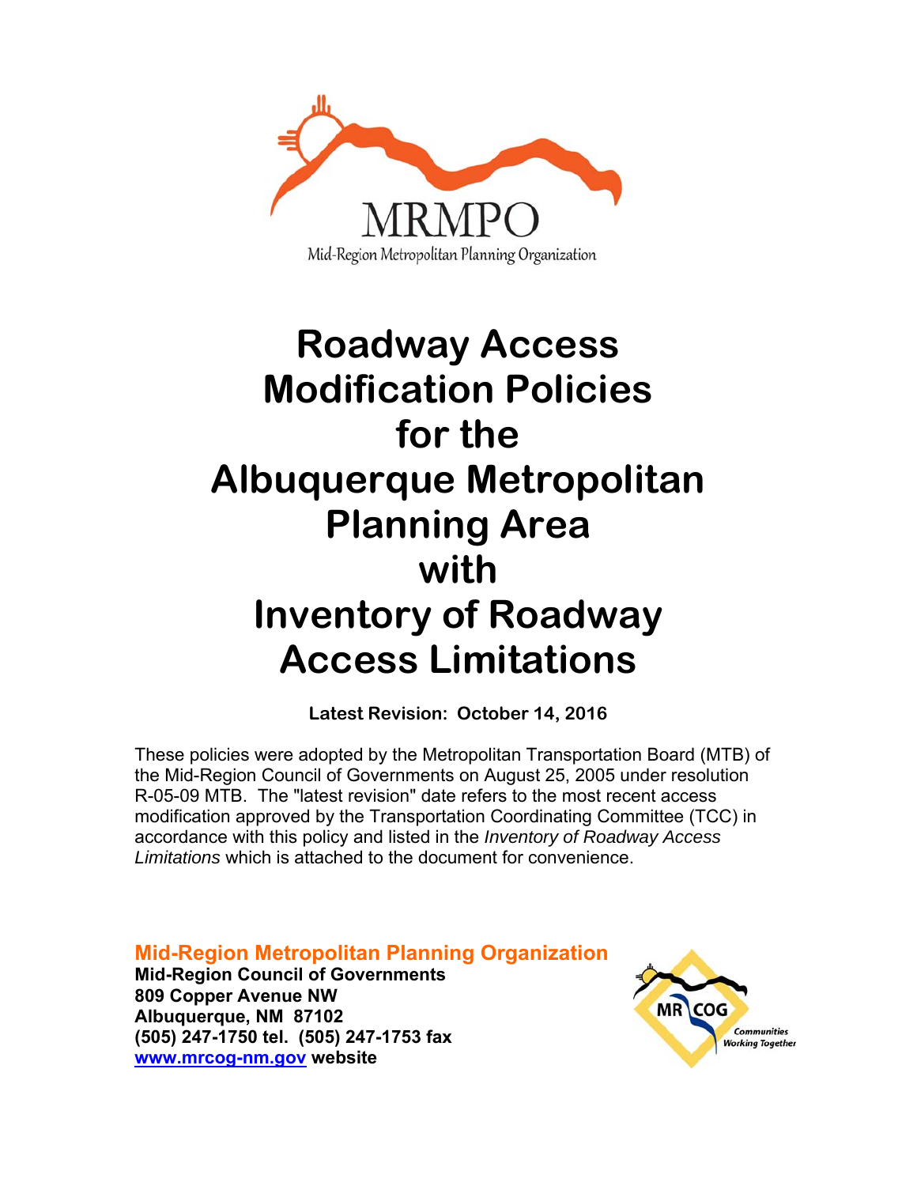MRMPO

Mid-Region Metropolitan Planning Organization

# Roadway Access Modification Policies for the Albuquerque Metropolitan Planning Area with Inventory of Roadway Access Limitations

**Latest Revision: October 14, 2016**

These policies were adopted by the Metropolitan Transportation Board (MTB) of the Mid-Region Council of Governments on August 25, 2005 under resolution R-05-09 MTB. The "latest revision" date refers to the most recent access modification approved by the Transportation Coordinating Committee (TCC) in accordance with this policy and listed in the *Inventory of Roadway Access Limitations* which is attached to the document for convenience.

**Mid-Region Metropolitan Planning Organization**
**Mid-Region Council of Governments**
**809 Copper Avenue NW**
**Albuquerque, NM 87102**
**(505) 247-1750 tel. (505) 247-1753 fax**
**www.mrcog-nm.gov website**

MR COG
Communities Working Together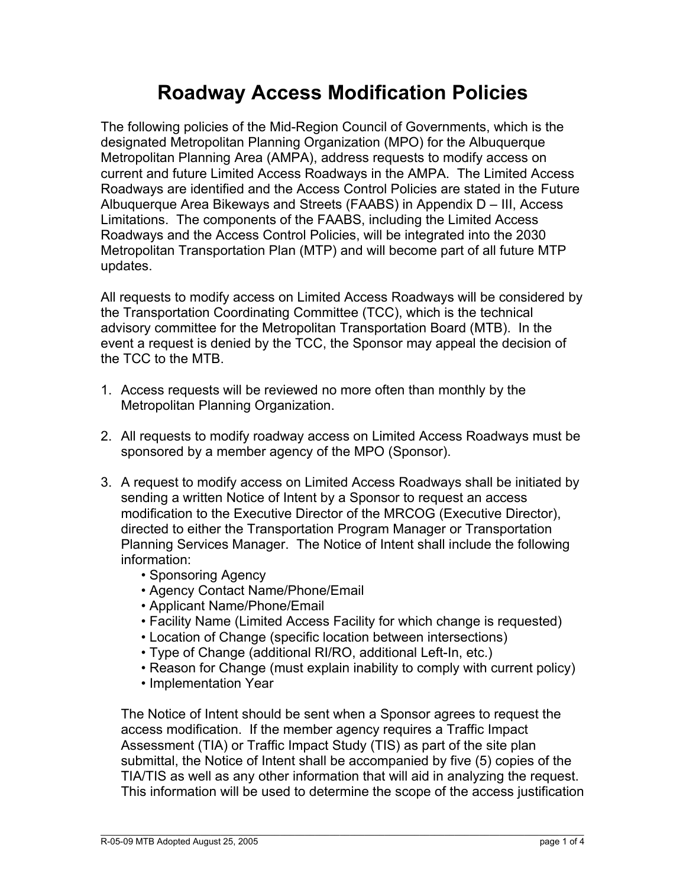# Roadway Access Modification Policies

The following policies of the Mid-Region Council of Governments, which is the designated Metropolitan Planning Organization (MPO) for the Albuquerque Metropolitan Planning Area (AMPA), address requests to modify access on current and future Limited Access Roadways in the AMPA. The Limited Access Roadways are identified and the Access Control Policies are stated in the Future Albuquerque Area Bikeways and Streets (FAABS) in Appendix D – III, Access Limitations. The components of the FAABS, including the Limited Access Roadways and the Access Control Policies, will be integrated into the 2030 Metropolitan Transportation Plan (MTP) and will become part of all future MTP updates.

All requests to modify access on Limited Access Roadways will be considered by the Transportation Coordinating Committee (TCC), which is the technical advisory committee for the Metropolitan Transportation Board (MTB). In the event a request is denied by the TCC, the Sponsor may appeal the decision of the TCC to the MTB.

1. Access requests will be reviewed no more often than monthly by the Metropolitan Planning Organization.

2. All requests to modify roadway access on Limited Access Roadways must be sponsored by a member agency of the MPO (Sponsor).

3. A request to modify access on Limited Access Roadways shall be initiated by sending a written Notice of Intent by a Sponsor to request an access modification to the Executive Director of the MRCOG (Executive Director), directed to either the Transportation Program Manager or Transportation Planning Services Manager. The Notice of Intent shall include the following information:
   - Sponsoring Agency
   - Agency Contact Name/Phone/Email
   - Applicant Name/Phone/Email
   - Facility Name (Limited Access Facility for which change is requested)
   - Location of Change (specific location between intersections)
   - Type of Change (additional RI/RO, additional Left-In, etc.)
   - Reason for Change (must explain inability to comply with current policy)
   - Implementation Year

   The Notice of Intent should be sent when a Sponsor agrees to request the access modification. If the member agency requires a Traffic Impact Assessment (TIA) or Traffic Impact Study (TIS) as part of the site plan submittal, the Notice of Intent shall be accompanied by five (5) copies of the TIA/TIS as well as any other information that will aid in analyzing the request. This information will be used to determine the scope of the access justification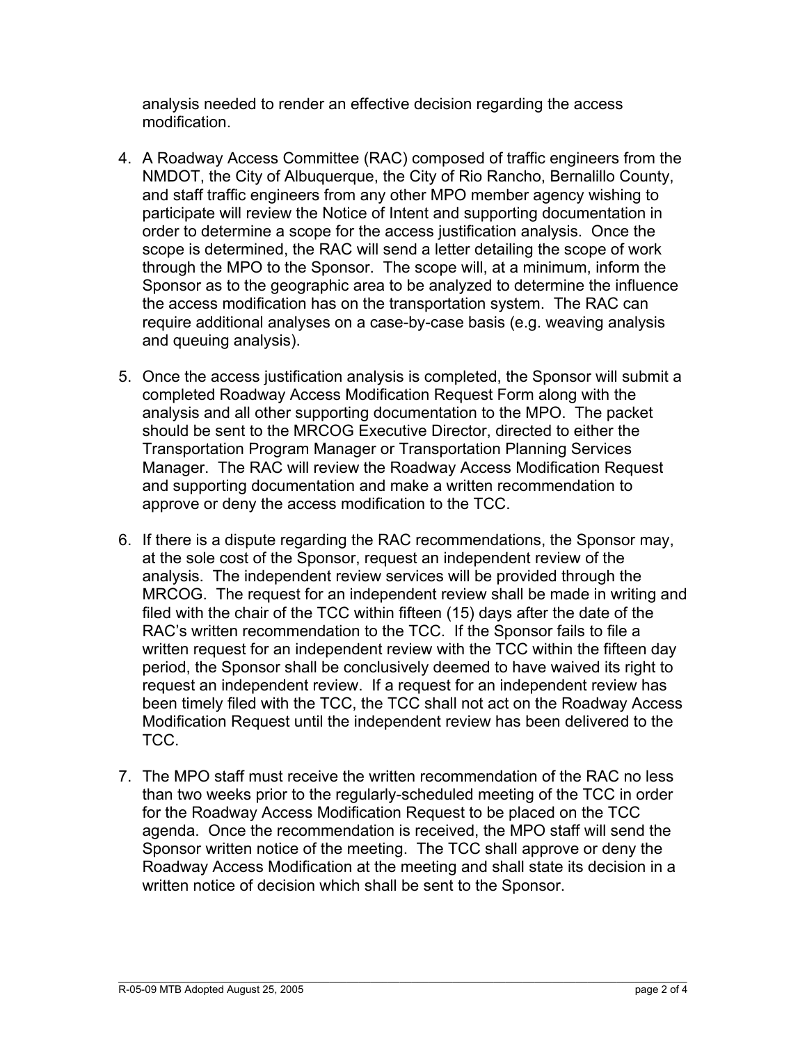analysis needed to render an effective decision regarding the access modification.

4. A Roadway Access Committee (RAC) composed of traffic engineers from the NMDOT, the City of Albuquerque, the City of Rio Rancho, Bernalillo County, and staff traffic engineers from any other MPO member agency wishing to participate will review the Notice of Intent and supporting documentation in order to determine a scope for the access justification analysis. Once the scope is determined, the RAC will send a letter detailing the scope of work through the MPO to the Sponsor. The scope will, at a minimum, inform the Sponsor as to the geographic area to be analyzed to determine the influence the access modification has on the transportation system. The RAC can require additional analyses on a case-by-case basis (e.g. weaving analysis and queuing analysis).

5. Once the access justification analysis is completed, the Sponsor will submit a completed Roadway Access Modification Request Form along with the analysis and all other supporting documentation to the MPO. The packet should be sent to the MRCOG Executive Director, directed to either the Transportation Program Manager or Transportation Planning Services Manager. The RAC will review the Roadway Access Modification Request and supporting documentation and make a written recommendation to approve or deny the access modification to the TCC.

6. If there is a dispute regarding the RAC recommendations, the Sponsor may, at the sole cost of the Sponsor, request an independent review of the analysis. The independent review services will be provided through the MRCOG. The request for an independent review shall be made in writing and filed with the chair of the TCC within fifteen (15) days after the date of the RAC's written recommendation to the TCC. If the Sponsor fails to file a written request for an independent review with the TCC within the fifteen day period, the Sponsor shall be conclusively deemed to have waived its right to request an independent review. If a request for an independent review has been timely filed with the TCC, the TCC shall not act on the Roadway Access Modification Request until the independent review has been delivered to the TCC.

7. The MPO staff must receive the written recommendation of the RAC no less than two weeks prior to the regularly-scheduled meeting of the TCC in order for the Roadway Access Modification Request to be placed on the TCC agenda. Once the recommendation is received, the MPO staff will send the Sponsor written notice of the meeting. The TCC shall approve or deny the Roadway Access Modification at the meeting and shall state its decision in a written notice of decision which shall be sent to the Sponsor.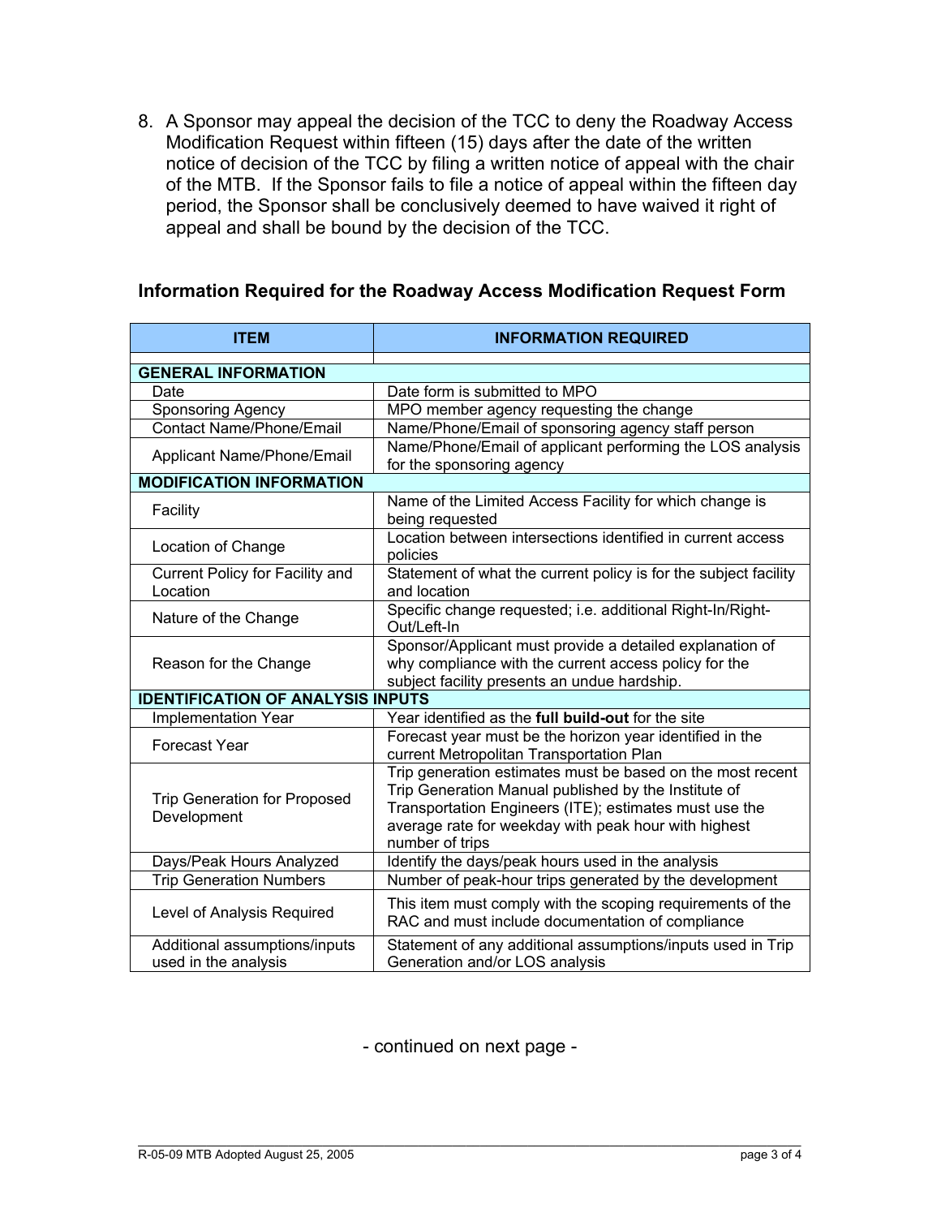8. A Sponsor may appeal the decision of the TCC to deny the Roadway Access Modification Request within fifteen (15) days after the date of the written notice of decision of the TCC by filing a written notice of appeal with the chair of the MTB. If the Sponsor fails to file a notice of appeal within the fifteen day period, the Sponsor shall be conclusively deemed to have waived it right of appeal and shall be bound by the decision of the TCC.

## Information Required for the Roadway Access Modification Request Form

| ITEM | INFORMATION REQUIRED |
|---|---|
| | |
| **GENERAL INFORMATION** | |
| Date | Date form is submitted to MPO |
| Sponsoring Agency | MPO member agency requesting the change |
| Contact Name/Phone/Email | Name/Phone/Email of sponsoring agency staff person |
| Applicant Name/Phone/Email | Name/Phone/Email of applicant performing the LOS analysis for the sponsoring agency |
| **MODIFICATION INFORMATION** | |
| Facility | Name of the Limited Access Facility for which change is being requested |
| Location of Change | Location between intersections identified in current access policies |
| Current Policy for Facility and Location | Statement of what the current policy is for the subject facility and location |
| Nature of the Change | Specific change requested; i.e. additional Right-In/Right-Out/Left-In |
| Reason for the Change | Sponsor/Applicant must provide a detailed explanation of why compliance with the current access policy for the subject facility presents an undue hardship. |
| **IDENTIFICATION OF ANALYSIS INPUTS** | |
| Implementation Year | Year identified as the **full build-out** for the site |
| Forecast Year | Forecast year must be the horizon year identified in the current Metropolitan Transportation Plan |
| Trip Generation for Proposed Development | Trip generation estimates must be based on the most recent Trip Generation Manual published by the Institute of Transportation Engineers (ITE); estimates must use the average rate for weekday with peak hour with highest number of trips |
| Days/Peak Hours Analyzed | Identify the days/peak hours used in the analysis |
| Trip Generation Numbers | Number of peak-hour trips generated by the development |
| Level of Analysis Required | This item must comply with the scoping requirements of the RAC and must include documentation of compliance |
| Additional assumptions/inputs used in the analysis | Statement of any additional assumptions/inputs used in Trip Generation and/or LOS analysis |

- continued on next page -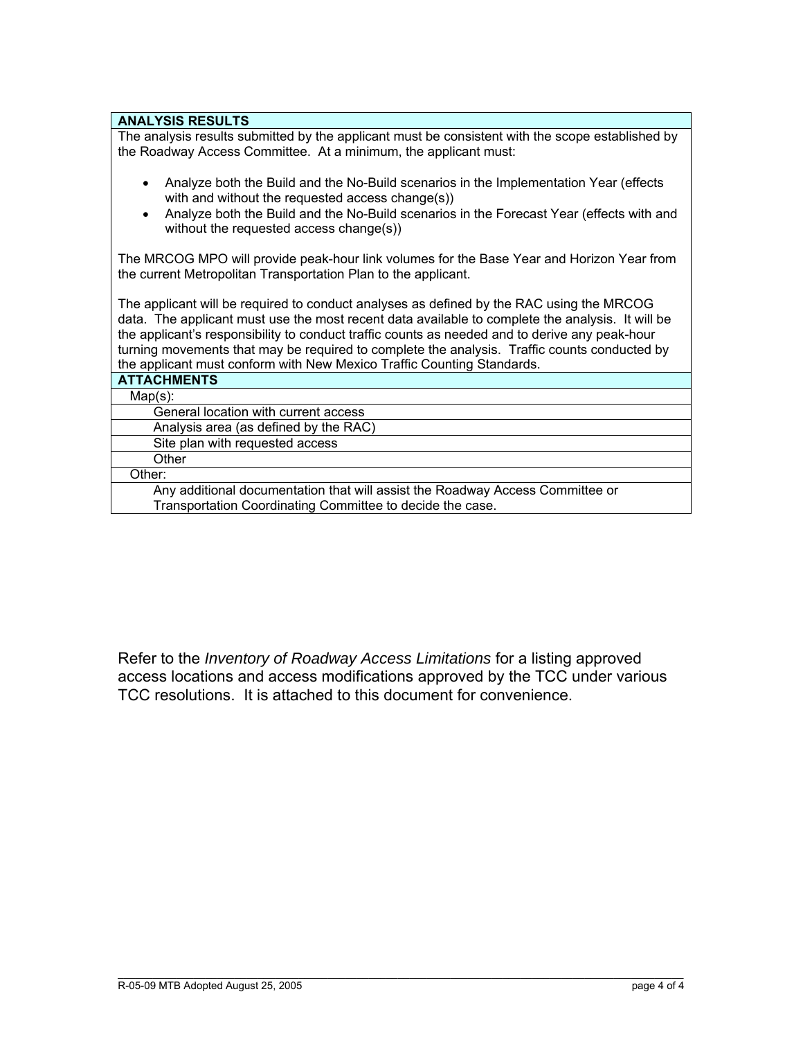| **ANALYSIS RESULTS** |
|---|
| The analysis results submitted by the applicant must be consistent with the scope established by the Roadway Access Committee. At a minimum, the applicant must:<br><br>• Analyze both the Build and the No-Build scenarios in the Implementation Year (effects with and without the requested access change(s))<br>• Analyze both the Build and the No-Build scenarios in the Forecast Year (effects with and without the requested access change(s))<br><br>The MRCOG MPO will provide peak-hour link volumes for the Base Year and Horizon Year from the current Metropolitan Transportation Plan to the applicant.<br><br>The applicant will be required to conduct analyses as defined by the RAC using the MRCOG data. The applicant must use the most recent data available to complete the analysis. It will be the applicant's responsibility to conduct traffic counts as needed and to derive any peak-hour turning movements that may be required to complete the analysis. Traffic counts conducted by the applicant must conform with New Mexico Traffic Counting Standards. |
| **ATTACHMENTS** |
| Map(s): |
| General location with current access |
| Analysis area (as defined by the RAC) |
| Site plan with requested access |
| Other |
| Other: |
| Any additional documentation that will assist the Roadway Access Committee or Transportation Coordinating Committee to decide the case. |

Refer to the *Inventory of Roadway Access Limitations* for a listing approved access locations and access modifications approved by the TCC under various TCC resolutions. It is attached to this document for convenience.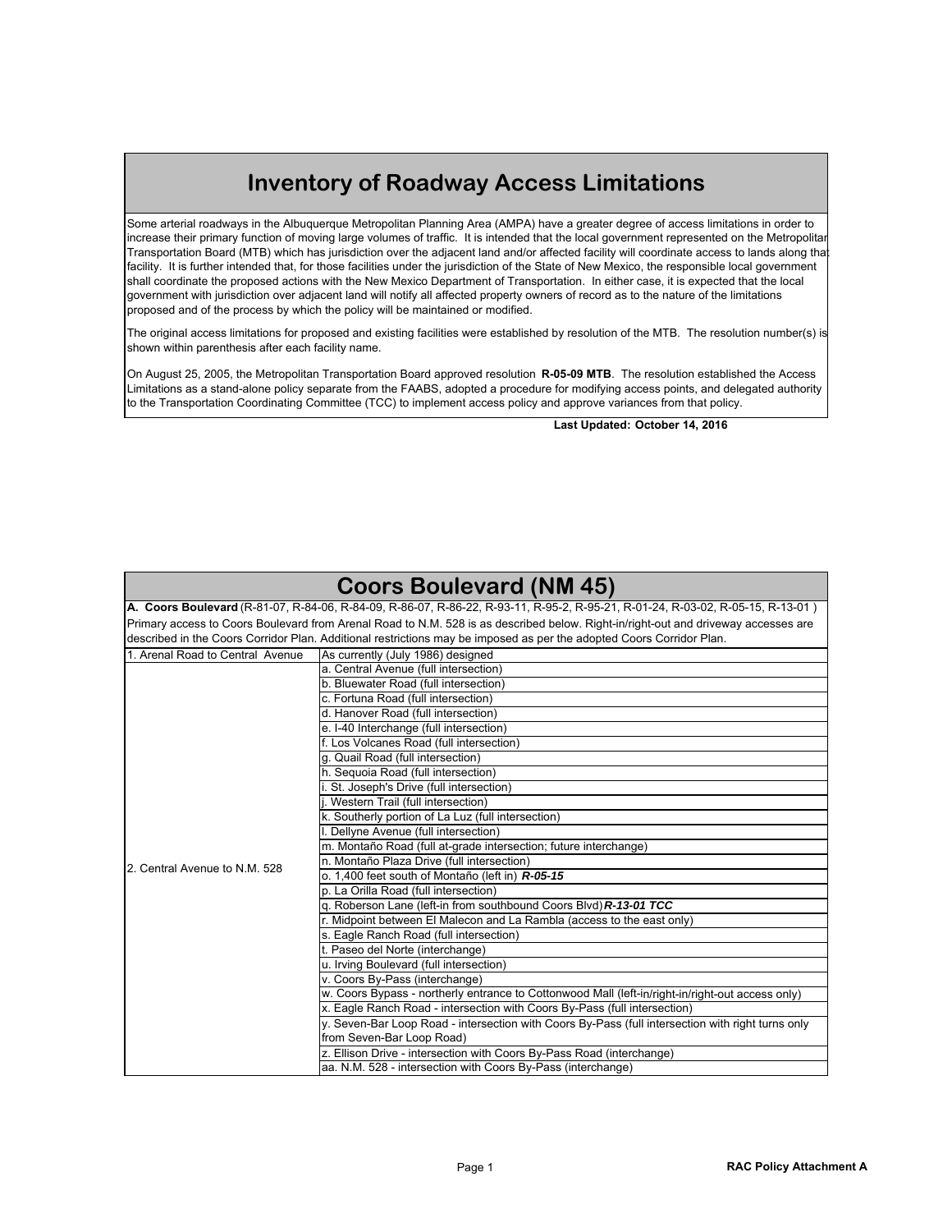# Inventory of Roadway Access Limitations

Some arterial roadways in the Albuquerque Metropolitan Planning Area (AMPA) have a greater degree of access limitations in order to increase their primary function of moving large volumes of traffic. It is intended that the local government represented on the Metropolitan Transportation Board (MTB) which has jurisdiction over the adjacent land and/or affected facility will coordinate access to lands along that facility. It is further intended that, for those facilities under the jurisdiction of the State of New Mexico, the responsible local government shall coordinate the proposed actions with the New Mexico Department of Transportation. In either case, it is expected that the local government with jurisdiction over adjacent land will notify all affected property owners of record as to the nature of the limitations proposed and of the process by which the policy will be maintained or modified.

The original access limitations for proposed and existing facilities were established by resolution of the MTB. The resolution number(s) is shown within parenthesis after each facility name.

On August 25, 2005, the Metropolitan Transportation Board approved resolution **R-05-09 MTB**. The resolution established the Access Limitations as a stand-alone policy separate from the FAABS, adopted a procedure for modifying access points, and delegated authority to the Transportation Coordinating Committee (TCC) to implement access policy and approve variances from that policy.

**Last Updated: October 14, 2016**

## Coors Boulevard (NM 45)

**A. Coors Boulevard** (R-81-07, R-84-06, R-84-09, R-86-07, R-86-22, R-93-11, R-95-2, R-95-21, R-01-24, R-03-02, R-05-15, R-13-01 )
Primary access to Coors Boulevard from Arenal Road to N.M. 528 is as described below. Right-in/right-out and driveway accesses are described in the Coors Corridor Plan. Additional restrictions may be imposed as per the adopted Coors Corridor Plan.

| Segment | Access |
|---|---|
| 1. Arenal Road to Central Avenue | As currently (July 1986) designed |
| 2. Central Avenue to N.M. 528 | a. Central Avenue (full intersection) |
| | b. Bluewater Road (full intersection) |
| | c. Fortuna Road (full intersection) |
| | d. Hanover Road (full intersection) |
| | e. I-40 Interchange (full intersection) |
| | f. Los Volcanes Road (full intersection) |
| | g. Quail Road (full intersection) |
| | h. Sequoia Road (full intersection) |
| | i. St. Joseph's Drive (full intersection) |
| | j. Western Trail (full intersection) |
| | k. Southerly portion of La Luz (full intersection) |
| | l. Dellyne Avenue (full intersection) |
| | m. Montaño Road (full at-grade intersection; future interchange) |
| | n. Montaño Plaza Drive (full intersection) |
| | o. 1,400 feet south of Montaño (left in) ***R-05-15*** |
| | p. La Orilla Road (full intersection) |
| | q. Roberson Lane (left-in from southbound Coors Blvd) ***R-13-01 TCC*** |
| | r. Midpoint between El Malecon and La Rambla (access to the east only) |
| | s. Eagle Ranch Road (full intersection) |
| | t. Paseo del Norte (interchange) |
| | u. Irving Boulevard (full intersection) |
| | v. Coors By-Pass (interchange) |
| | w. Coors Bypass - northerly entrance to Cottonwood Mall (left-in/right-in/right-out access only) |
| | x. Eagle Ranch Road - intersection with Coors By-Pass (full intersection) |
| | y. Seven-Bar Loop Road - intersection with Coors By-Pass (full intersection with right turns only from Seven-Bar Loop Road) |
| | z. Ellison Drive - intersection with Coors By-Pass Road (interchange) |
| | aa. N.M. 528 - intersection with Coors By-Pass (interchange) |

RAC Policy Attachment A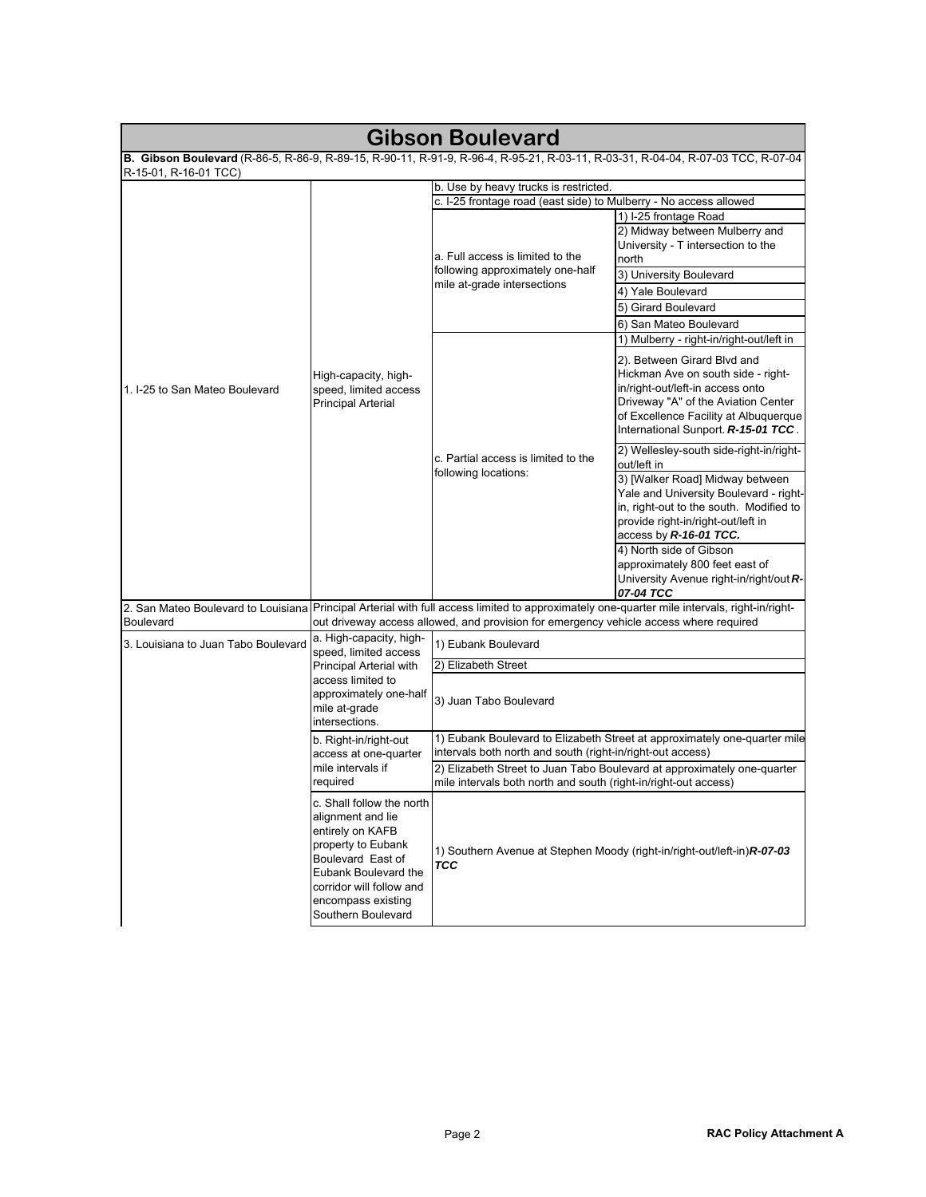# Gibson Boulevard

**B. Gibson Boulevard** (R-86-5, R-86-9, R-89-15, R-90-11, R-91-9, R-96-4, R-95-21, R-03-11, R-03-31, R-04-04, R-07-03 TCC, R-07-04 R-15-01, R-16-01 TCC)

| Segment | Classification | Access | Locations |
|---|---|---|---|
| 1. I-25 to San Mateo Boulevard | High-capacity, high-speed, limited access Principal Arterial | b. Use by heavy trucks is restricted. | |
| | | c. I-25 frontage road (east side) to Mulberry - No access allowed | |
| | | a. Full access is limited to the following approximately one-half mile at-grade intersections | 1) I-25 frontage Road |
| | | | 2) Midway between Mulberry and University - T intersection to the north |
| | | | 3) University Boulevard |
| | | | 4) Yale Boulevard |
| | | | 5) Girard Boulevard |
| | | | 6) San Mateo Boulevard |
| | | c. Partial access is limited to the following locations: | 1) Mulberry - right-in/right-out/left in |
| | | | 2). Between Girard Blvd and Hickman Ave on south side - right-in/right-out/left-in access onto Driveway "A" of the Aviation Center of Excellence Facility at Albuquerque International Sunport. ***R-15-01 TCC***. |
| | | | 2) Wellesley-south side-right-in/right-out/left in |
| | | | 3) [Walker Road] Midway between Yale and University Boulevard - right-in, right-out to the south. Modified to provide right-in/right-out/left in access by ***R-16-01 TCC.*** |
| | | | 4) North side of Gibson approximately 800 feet east of University Avenue right-in/right/out ***R-07-04 TCC*** |
| 2. San Mateo Boulevard to Louisiana Boulevard | Principal Arterial with full access limited to approximately one-quarter mile intervals, right-in/right-out driveway access allowed, and provision for emergency vehicle access where required | | |
| 3. Louisiana to Juan Tabo Boulevard | a. High-capacity, high-speed, limited access Principal Arterial with access limited to approximately one-half mile at-grade intersections. | 1) Eubank Boulevard | |
| | | 2) Elizabeth Street | |
| | | 3) Juan Tabo Boulevard | |
| | b. Right-in/right-out access at one-quarter mile intervals if required | 1) Eubank Boulevard to Elizabeth Street at approximately one-quarter mile intervals both north and south (right-in/right-out access) | |
| | | 2) Elizabeth Street to Juan Tabo Boulevard at approximately one-quarter mile intervals both north and south (right-in/right-out access) | |
| | c. Shall follow the north alignment and lie entirely on KAFB property to Eubank Boulevard East of Eubank Boulevard the corridor will follow and encompass existing Southern Boulevard | 1) Southern Avenue at Stephen Moody (right-in/right-out/left-in)***R-07-03 TCC*** | |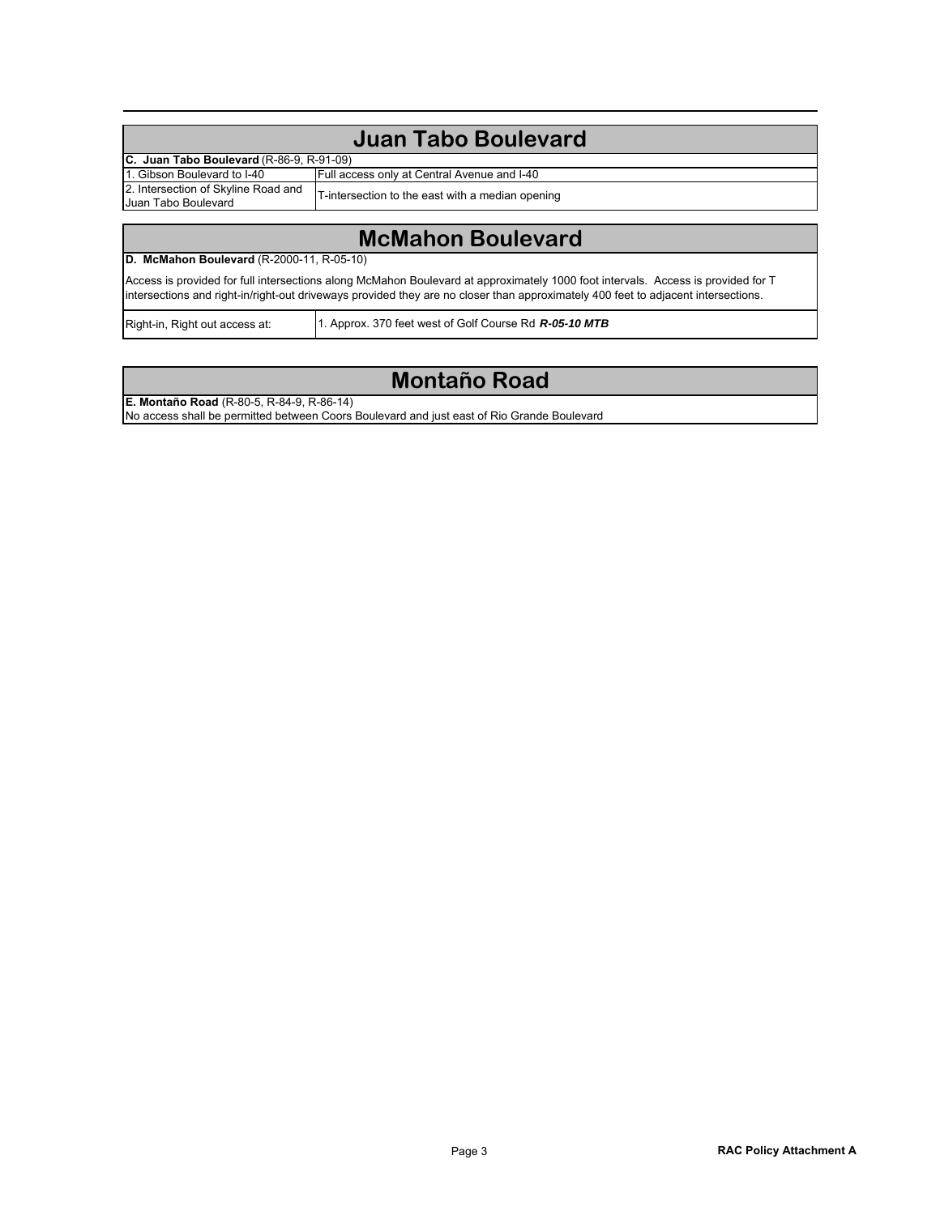## Juan Tabo Boulevard

| **C. Juan Tabo Boulevard** (R-86-9, R-91-09) | |
|---|---|
| 1. Gibson Boulevard to I-40 | Full access only at Central Avenue and I-40 |
| 2. Intersection of Skyline Road and Juan Tabo Boulevard | T-intersection to the east with a median opening |

## McMahon Boulevard

**D. McMahon Boulevard** (R-2000-11, R-05-10)

Access is provided for full intersections along McMahon Boulevard at approximately 1000 foot intervals. Access is provided for T intersections and right-in/right-out driveways provided they are no closer than approximately 400 feet to adjacent intersections.

| Right-in, Right out access at: | 1. Approx. 370 feet west of Golf Course Rd ***R-05-10 MTB*** |
|---|---|

## Montaño Road

**E. Montaño Road** (R-80-5, R-84-9, R-86-14)

No access shall be permitted between Coors Boulevard and just east of Rio Grande Boulevard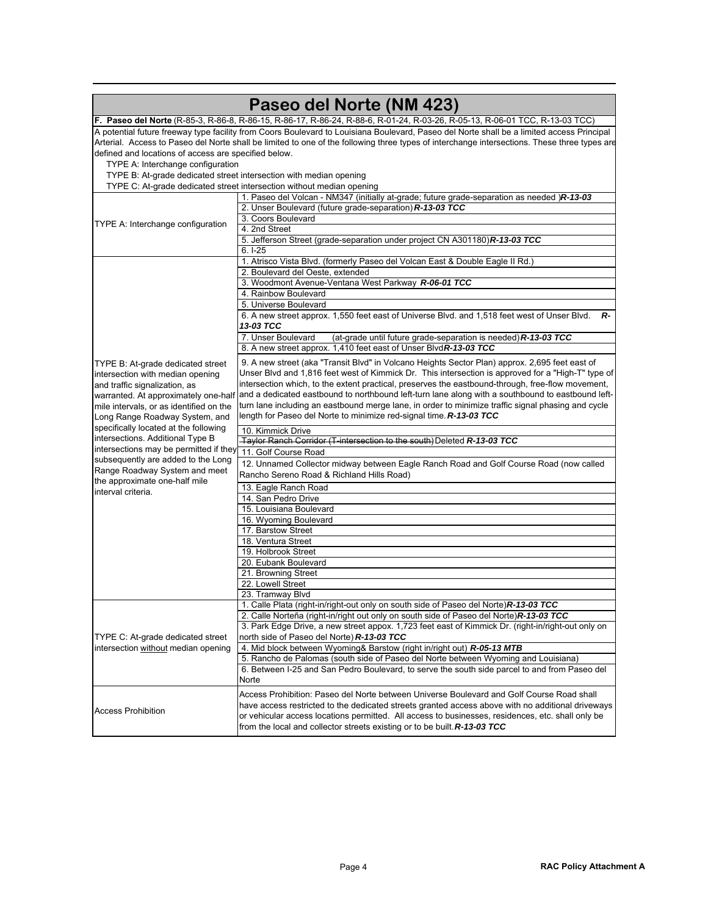# Paseo del Norte (NM 423)

**F. Paseo del Norte** (R-85-3, R-86-8, R-86-15, R-86-17, R-86-24, R-88-6, R-01-24, R-03-26, R-05-13, R-06-01 TCC, R-13-03 TCC)

A potential future freeway type facility from Coors Boulevard to Louisiana Boulevard, Paseo del Norte shall be a limited access Principal Arterial. Access to Paseo del Norte shall be limited to one of the following three types of interchange intersections. These three types are defined and locations of access are specified below.

- TYPE A: Interchange configuration
- TYPE B: At-grade dedicated street intersection with median opening
- TYPE C: At-grade dedicated street intersection without median opening

| Type | Location |
|---|---|
| TYPE A: Interchange configuration | 1. Paseo del Volcan - NM347 (initially at-grade; future grade-separation as needed )***R-13-03*** |
| | 2. Unser Boulevard (future grade-separation)***R-13-03 TCC*** |
| | 3. Coors Boulevard |
| | 4. 2nd Street |
| | 5. Jefferson Street (grade-separation under project CN A301180)***R-13-03 TCC*** |
| | 6. I-25 |
| TYPE B: At-grade dedicated street intersection with median opening and traffic signalization, as warranted. At approximately one-half mile intervals, or as identified on the Long Range Roadway System, and specifically located at the following intersections. Additional Type B intersections may be permitted if they subsequently are added to the Long Range Roadway System and meet the approximate one-half mile interval criteria. | 1. Atrisco Vista Blvd. (formerly Paseo del Volcan East & Double Eagle II Rd.) |
| | 2. Boulevard del Oeste, extended |
| | 3. Woodmont Avenue-Ventana West Parkway ***R-06-01 TCC*** |
| | 4. Rainbow Boulevard |
| | 5. Universe Boulevard |
| | 6. A new street approx. 1,550 feet east of Universe Blvd. and 1,518 feet west of Unser Blvd. ***R-13-03 TCC*** |
| | 7. Unser Boulevard (at-grade until future grade-separation is needed)***R-13-03 TCC*** |
| | 8. A new street approx. 1,410 feet east of Unser Blvd***R-13-03 TCC*** |
| | 9. A new street (aka "Transit Blvd" in Volcano Heights Sector Plan) approx. 2,695 feet east of Unser Blvd and 1,816 feet west of Kimmick Dr. This intersection is approved for a "High-T" type of intersection which, to the extent practical, preserves the eastbound-through, free-flow movement, and a dedicated eastbound to northbound left-turn lane along with a southbound to eastbound left-turn lane including an eastbound merge lane, in order to minimize traffic signal phasing and cycle length for Paseo del Norte to minimize red-signal time.***R-13-03 TCC*** |
| | 10. Kimmick Drive |
| | ~~Taylor Ranch Corridor (T-intersection to the south)~~ Deleted ***R-13-03 TCC*** |
| | 11. Golf Course Road |
| | 12. Unnamed Collector midway between Eagle Ranch Road and Golf Course Road (now called Rancho Sereno Road & Richland Hills Road) |
| | 13. Eagle Ranch Road |
| | 14. San Pedro Drive |
| | 15. Louisiana Boulevard |
| | 16. Wyoming Boulevard |
| | 17. Barstow Street |
| | 18. Ventura Street |
| | 19. Holbrook Street |
| | 20. Eubank Boulevard |
| | 21. Browning Street |
| | 22. Lowell Street |
| | 23. Tramway Blvd |
| TYPE C: At-grade dedicated street intersection <u>without</u> median opening | 1. Calle Plata (right-in/right-out only on south side of Paseo del Norte)***R-13-03 TCC*** |
| | 2. Calle Norteña (right-in/right out only on south side of Paseo del Norte)***R-13-03 TCC*** |
| | 3. Park Edge Drive, a new street appox. 1,723 feet east of Kimmick Dr. (right-in/right-out only on north side of Paseo del Norte)***R-13-03 TCC*** |
| | 4. Mid block between Wyoming& Barstow (right in/right out) ***R-05-13 MTB*** |
| | 5. Rancho de Palomas (south side of Paseo del Norte between Wyoming and Louisiana) |
| | 6. Between I-25 and San Pedro Boulevard, to serve the south side parcel to and from Paseo del Norte |
| Access Prohibition | Access Prohibition: Paseo del Norte between Universe Boulevard and Golf Course Road shall have access restricted to the dedicated streets granted access above with no additional driveways or vehicular access locations permitted. All access to businesses, residences, etc. shall only be from the local and collector streets existing or to be built.***R-13-03 TCC*** |

RAC Policy Attachment A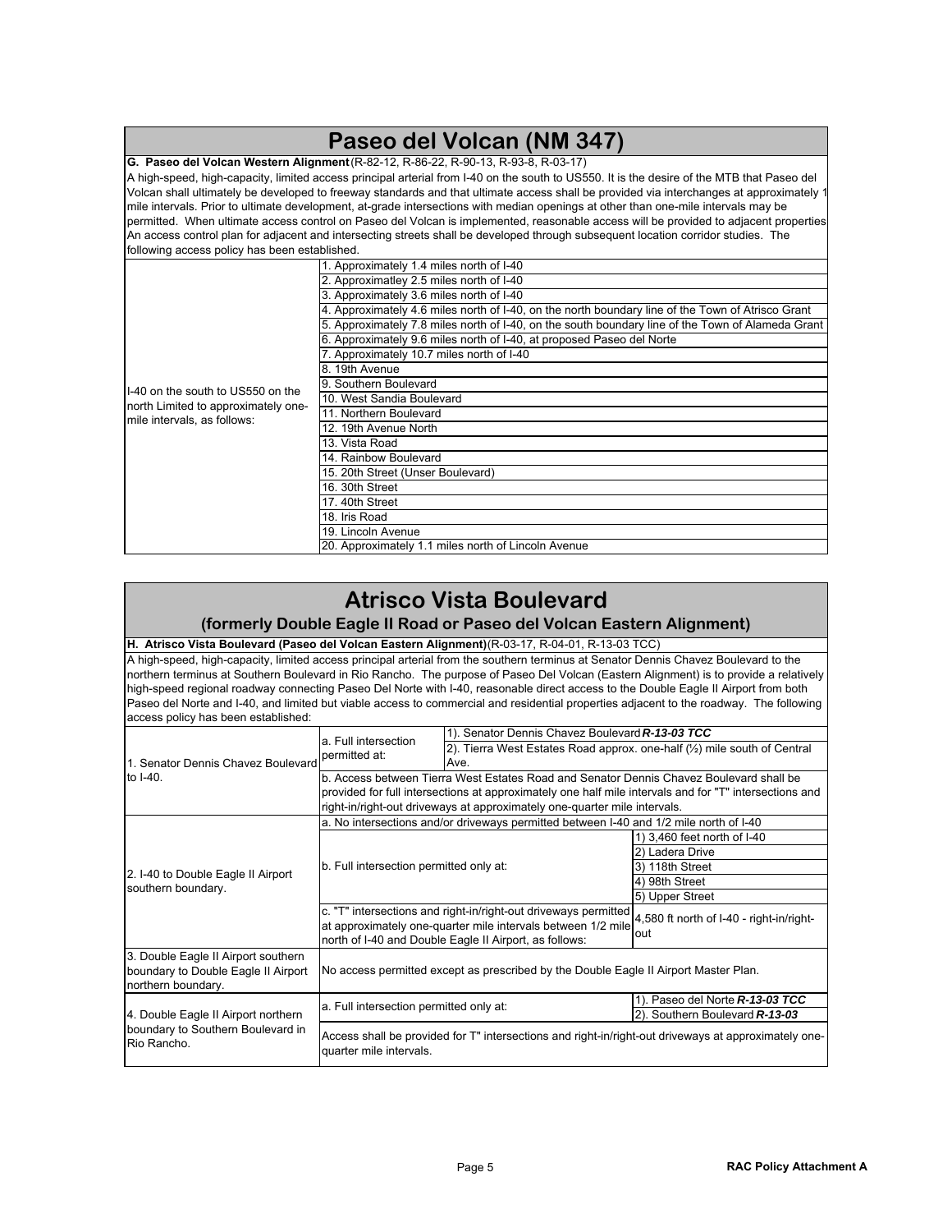# Paseo del Volcan (NM 347)

**G. Paseo del Volcan Western Alignment** (R-82-12, R-86-22, R-90-13, R-93-8, R-03-17)

A high-speed, high-capacity, limited access principal arterial from I-40 on the south to US550. It is the desire of the MTB that Paseo del Volcan shall ultimately be developed to freeway standards and that ultimate access shall be provided via interchanges at approximately 1 mile intervals. Prior to ultimate development, at-grade intersections with median openings at other than one-mile intervals may be permitted. When ultimate access control on Paseo del Volcan is implemented, reasonable access will be provided to adjacent properties An access control plan for adjacent and intersecting streets shall be developed through subsequent location corridor studies. The following access policy has been established.

| | |
|---|---|
| I-40 on the south to US550 on the north Limited to approximately one-mile intervals, as follows: | 1. Approximately 1.4 miles north of I-40 |
| | 2. Approximatley 2.5 miles north of I-40 |
| | 3. Approximately 3.6 miles north of I-40 |
| | 4. Approximately 4.6 miles north of I-40, on the north boundary line of the Town of Atrisco Grant |
| | 5. Approximately 7.8 miles north of I-40, on the south boundary line of the Town of Alameda Grant |
| | 6. Approximately 9.6 miles north of I-40, at proposed Paseo del Norte |
| | 7. Approximately 10.7 miles north of I-40 |
| | 8. 19th Avenue |
| | 9. Southern Boulevard |
| | 10. West Sandia Boulevard |
| | 11. Northern Boulevard |
| | 12. 19th Avenue North |
| | 13. Vista Road |
| | 14. Rainbow Boulevard |
| | 15. 20th Street (Unser Boulevard) |
| | 16. 30th Street |
| | 17. 40th Street |
| | 18. Iris Road |
| | 19. Lincoln Avenue |
| | 20. Approximately 1.1 miles north of Lincoln Avenue |

# Atrisco Vista Boulevard

## (formerly Double Eagle II Road or Paseo del Volcan Eastern Alignment)

**H. Atrisco Vista Boulevard (Paseo del Volcan Eastern Alignment)** (R-03-17, R-04-01, R-13-03 TCC)

A high-speed, high-capacity, limited access principal arterial from the southern terminus at Senator Dennis Chavez Boulevard to the northern terminus at Southern Boulevard in Rio Rancho. The purpose of Paseo Del Volcan (Eastern Alignment) is to provide a relatively high-speed regional roadway connecting Paseo Del Norte with I-40, reasonable direct access to the Double Eagle II Airport from both Paseo del Norte and I-40, and limited but viable access to commercial and residential properties adjacent to the roadway. The following access policy has been established:

| | | |
|---|---|---|
| 1. Senator Dennis Chavez Boulevard to I-40. | a. Full intersection permitted at: | 1). Senator Dennis Chavez Boulevard ***R-13-03 TCC*** |
| | | 2). Tierra West Estates Road approx. one-half (½) mile south of Central Ave. |
| | b. Access between Tierra West Estates Road and Senator Dennis Chavez Boulevard shall be provided for full intersections at approximately one half mile intervals and for "T" intersections and right-in/right-out driveways at approximately one-quarter mile intervals. | |
| 2. I-40 to Double Eagle II Airport southern boundary. | a. No intersections and/or driveways permitted between I-40 and 1/2 mile north of I-40 | |
| | b. Full intersection permitted only at: | 1) 3,460 feet north of I-40 |
| | | 2) Ladera Drive |
| | | 3) 118th Street |
| | | 4) 98th Street |
| | | 5) Upper Street |
| | c. "T" intersections and right-in/right-out driveways permitted at approximately one-quarter mile intervals between 1/2 mile north of I-40 and Double Eagle II Airport, as follows: | 4,580 ft north of I-40 - right-in/right-out |
| 3. Double Eagle II Airport southern boundary to Double Eagle II Airport northern boundary. | No access permitted except as prescribed by the Double Eagle II Airport Master Plan. | |
| 4. Double Eagle II Airport northern boundary to Southern Boulevard in Rio Rancho. | a. Full intersection permitted only at: | 1). Paseo del Norte ***R-13-03 TCC*** |
| | | 2). Southern Boulevard ***R-13-03*** |
| | Access shall be provided for T" intersections and right-in/right-out driveways at approximately one-quarter mile intervals. | |

RAC Policy Attachment A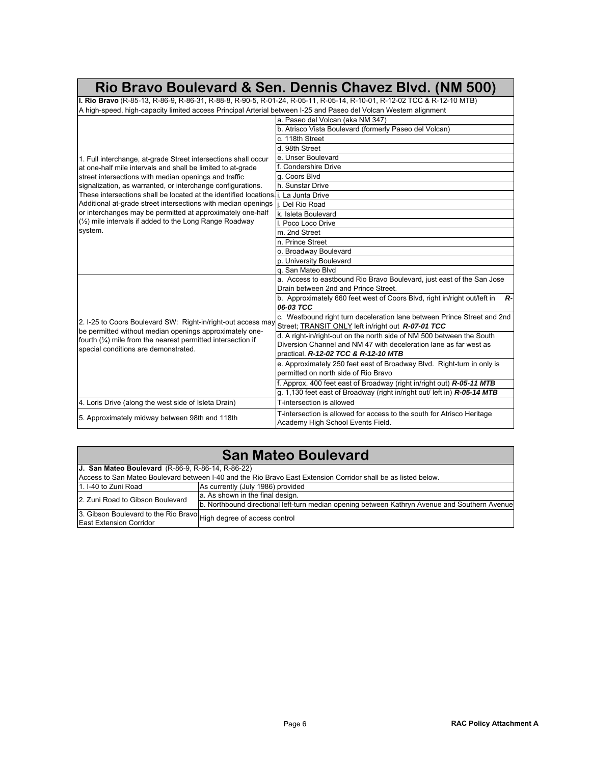# Rio Bravo Boulevard & Sen. Dennis Chavez Blvd. (NM 500)

**I. Rio Bravo** (R-85-13, R-86-9, R-86-31, R-88-8, R-90-5, R-01-24, R-05-11, R-05-14, R-10-01, R-12-02 TCC & R-12-10 MTB)

A high-speed, high-capacity limited access Principal Arterial between I-25 and Paseo del Volcan Western alignment

| | |
|---|---|
| 1. Full interchange, at-grade Street intersections shall occur at one-half mile intervals and shall be limited to at-grade street intersections with median openings and traffic signalization, as warranted, or interchange configurations. These intersections shall be located at the identified locations. Additional at-grade street intersections with median openings or interchanges may be permitted at approximately one-half (½) mile intervals if added to the Long Range Roadway system. | a. Paseo del Volcan (aka NM 347) |
| | b. Atrisco Vista Boulevard (formerly Paseo del Volcan) |
| | c. 118th Street |
| | d. 98th Street |
| | e. Unser Boulevard |
| | f. Condershire Drive |
| | g. Coors Blvd |
| | h. Sunstar Drive |
| | i. La Junta Drive |
| | j. Del Rio Road |
| | k. Isleta Boulevard |
| | l. Poco Loco Drive |
| | m. 2nd Street |
| | n. Prince Street |
| | o. Broadway Boulevard |
| | p. University Boulevard |
| | q. San Mateo Blvd |
| 2. I-25 to Coors Boulevard SW: Right-in/right-out access may be permitted without median openings approximately one-fourth (¼) mile from the nearest permitted intersection if special conditions are demonstrated. | a. Access to eastbound Rio Bravo Boulevard, just east of the San Jose Drain between 2nd and Prince Street. |
| | b. Approximately 660 feet west of Coors Blvd, right in/right out/left in ***R-06-03 TCC*** |
| | c. Westbound right turn deceleration lane between Prince Street and 2nd Street; TRANSIT ONLY left in/right out ***R-07-01 TCC*** |
| | d. A right-in/right-out on the north side of NM 500 between the South Diversion Channel and NM 47 with deceleration lane as far west as practical. ***R-12-02 TCC & R-12-10 MTB*** |
| | e. Approximately 250 feet east of Broadway Blvd. Right-turn in only is permitted on north side of Rio Bravo |
| | f. Approx. 400 feet east of Broadway (right in/right out) ***R-05-11 MTB*** |
| | g. 1,130 feet east of Broadway (right in/right out/ left in) ***R-05-14 MTB*** |
| 4. Loris Drive (along the west side of Isleta Drain) | T-intersection is allowed |
| 5. Approximately midway between 98th and 118th | T-intersection is allowed for access to the south for Atrisco Heritage Academy High School Events Field. |

# San Mateo Boulevard

**J. San Mateo Boulevard** (R-86-9, R-86-14, R-86-22)

Access to San Mateo Boulevard between I-40 and the Rio Bravo East Extension Corridor shall be as listed below.

| | |
|---|---|
| 1. I-40 to Zuni Road | As currently (July 1986) provided |
| 2. Zuni Road to Gibson Boulevard | a. As shown in the final design. |
| | b. Northbound directional left-turn median opening between Kathryn Avenue and Southern Avenue |
| 3. Gibson Boulevard to the Rio Bravo East Extension Corridor | High degree of access control |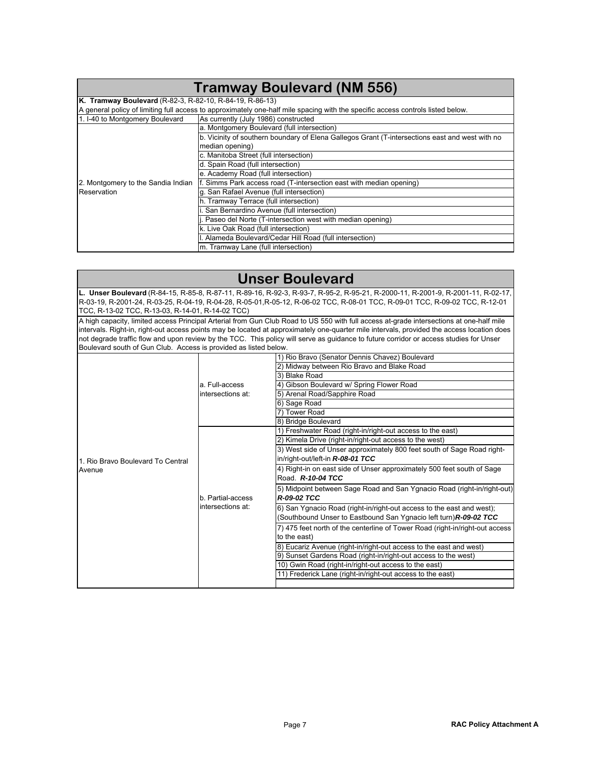## Tramway Boulevard (NM 556)

**K. Tramway Boulevard** (R-82-3, R-82-10, R-84-19, R-86-13)

A general policy of limiting full access to approximately one-half mile spacing with the specific access controls listed below.

| | |
|---|---|
| 1. I-40 to Montgomery Boulevard | As currently (July 1986) constructed |
| 2. Montgomery to the Sandia Indian Reservation | a. Montgomery Boulevard (full intersection) |
| | b. Vicinity of southern boundary of Elena Gallegos Grant (T-intersections east and west with no median opening) |
| | c. Manitoba Street (full intersection) |
| | d. Spain Road (full intersection) |
| | e. Academy Road (full intersection) |
| | f. Simms Park access road (T-intersection east with median opening) |
| | g. San Rafael Avenue (full intersection) |
| | h. Tramway Terrace (full intersection) |
| | i. San Bernardino Avenue (full intersection) |
| | j. Paseo del Norte (T-intersection west with median opening) |
| | k. Live Oak Road (full intersection) |
| | l. Alameda Boulevard/Cedar Hill Road (full intersection) |
| | m. Tramway Lane (full intersection) |

## Unser Boulevard

**L. Unser Boulevard** (R-84-15, R-85-8, R-87-11, R-89-16, R-92-3, R-93-7, R-95-2, R-95-21, R-2000-11, R-2001-9, R-2001-11, R-02-17, R-03-19, R-2001-24, R-03-25, R-04-19, R-04-28, R-05-01,R-05-12, R-06-02 TCC, R-08-01 TCC, R-09-01 TCC, R-09-02 TCC, R-12-01 TCC, R-13-02 TCC, R-13-03, R-14-01, R-14-02 TCC)

A high capacity, limited access Principal Arterial from Gun Club Road to US 550 with full access at-grade intersections at one-half mile intervals. Right-in, right-out access points may be located at approximately one-quarter mile intervals, provided the access location does not degrade traffic flow and upon review by the TCC. This policy will serve as guidance to future corridor or access studies for Unser Boulevard south of Gun Club. Access is provided as listed below.

| | | |
|---|---|---|
| 1. Rio Bravo Boulevard To Central Avenue | a. Full-access intersections at: | 1) Rio Bravo (Senator Dennis Chavez) Boulevard |
| | | 2) Midway between Rio Bravo and Blake Road |
| | | 3) Blake Road |
| | | 4) Gibson Boulevard w/ Spring Flower Road |
| | | 5) Arenal Road/Sapphire Road |
| | | 6) Sage Road |
| | | 7) Tower Road |
| | | 8) Bridge Boulevard |
| | b. Partial-access intersections at: | 1) Freshwater Road (right-in/right-out access to the east) |
| | | 2) Kimela Drive (right-in/right-out access to the west) |
| | | 3) West side of Unser approximately 800 feet south of Sage Road right-in/right-out/left-in ***R-08-01 TCC*** |
| | | 4) Right-in on east side of Unser approximately 500 feet south of Sage Road. ***R-10-04 TCC*** |
| | | 5) Midpoint between Sage Road and San Ygnacio Road (right-in/right-out) ***R-09-02 TCC*** |
| | | 6) San Ygnacio Road (right-in/right-out access to the east and west); (Southbound Unser to Eastbound San Ygnacio left turn)***R-09-02 TCC*** |
| | | 7) 475 feet north of the centerline of Tower Road (right-in/right-out access to the east) |
| | | 8) Eucariz Avenue (right-in/right-out access to the east and west) |
| | | 9) Sunset Gardens Road (right-in/right-out access to the west) |
| | | 10) Gwin Road (right-in/right-out access to the east) |
| | | 11) Frederick Lane (right-in/right-out access to the east) |
| | | |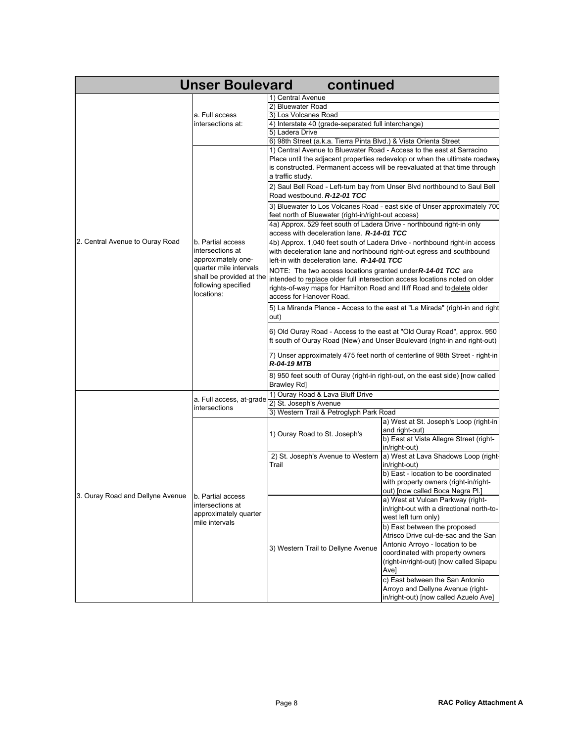## Unser Boulevard continued

| Segment | Access Type | Location | Detail |
|---|---|---|---|
| 2. Central Avenue to Ouray Road | a. Full access intersections at: | 1) Central Avenue | |
| | | 2) Bluewater Road | |
| | | 3) Los Volcanes Road | |
| | | 4) Interstate 40 (grade-separated full interchange) | |
| | | 5) Ladera Drive | |
| | | 6) 98th Street (a.k.a. Tierra Pinta Blvd.) & Vista Orienta Street | |
| | b. Partial access intersections at approximately one-quarter mile intervals shall be provided at the following specified locations: | 1) Central Avenue to Bluewater Road - Access to the east at Sarracino Place until the adjacent properties redevelop or when the ultimate roadway is constructed. Permanent access will be reevaluated at that time through a traffic study. | |
| | | 2) Saul Bell Road - Left-turn bay from Unser Blvd northbound to Saul Bell Road westbound. ***R-12-01 TCC*** | |
| | | 3) Bluewater to Los Volcanes Road - east side of Unser approximately 700 feet north of Bluewater (right-in/right-out access) | |
| | | 4a) Approx. 529 feet south of Ladera Drive - northbound right-in only access with deceleration lane. ***R-14-01 TCC*** | |
| | | 4b) Approx. 1,040 feet south of Ladera Drive - northbound right-in access with deceleration lane and northbound right-out egress and southbound left-in with deceleration lane. ***R-14-01 TCC*** | |
| | | NOTE: The two access locations granted under ***R-14-01 TCC*** are intended to replace older full intersection access locations noted on older rights-of-way maps for Hamilton Road and Iliff Road and to delete older access for Hanover Road. | |
| | | 5) La Miranda Plance - Access to the east at "La Mirada" (right-in and right out) | |
| | | 6) Old Ouray Road - Access to the east at "Old Ouray Road", approx. 950 ft south of Ouray Road (New) and Unser Boulevard (right-in and right-out) | |
| | | 7) Unser approximately 475 feet north of centerline of 98th Street - right-in ***R-04-19 MTB*** | |
| | | 8) 950 feet south of Ouray (right-in right-out, on the east side) [now called Brawley Rd] | |
| 3. Ouray Road and Dellyne Avenue | a. Full access, at-grade intersections | 1) Ouray Road & Lava Bluff Drive | |
| | | 2) St. Joseph's Avenue | |
| | | 3) Western Trail & Petroglyph Park Road | |
| | b. Partial access intersections at approximately quarter mile intervals | 1) Ouray Road to St. Joseph's | a) West at St. Joseph's Loop (right-in and right-out) |
| | | | b) East at Vista Allegre Street (right-in/right-out) |
| | | 2) St. Joseph's Avenue to Western Trail | a) West at Lava Shadows Loop (right-in/right-out) |
| | | | b) East - location to be coordinated with property owners (right-in/right-out) [now called Boca Negra Pl.] |
| | | 3) Western Trail to Dellyne Avenue | a) West at Vulcan Parkway (right-in/right-out with a directional north-to-west left turn only) |
| | | | b) East between the proposed Atrisco Drive cul-de-sac and the San Antonio Arroyo - location to be coordinated with property owners (right-in/right-out) [now called Sipapu Ave] |
| | | | c) East between the San Antonio Arroyo and Dellyne Avenue (right-in/right-out) [now called Azuelo Ave] |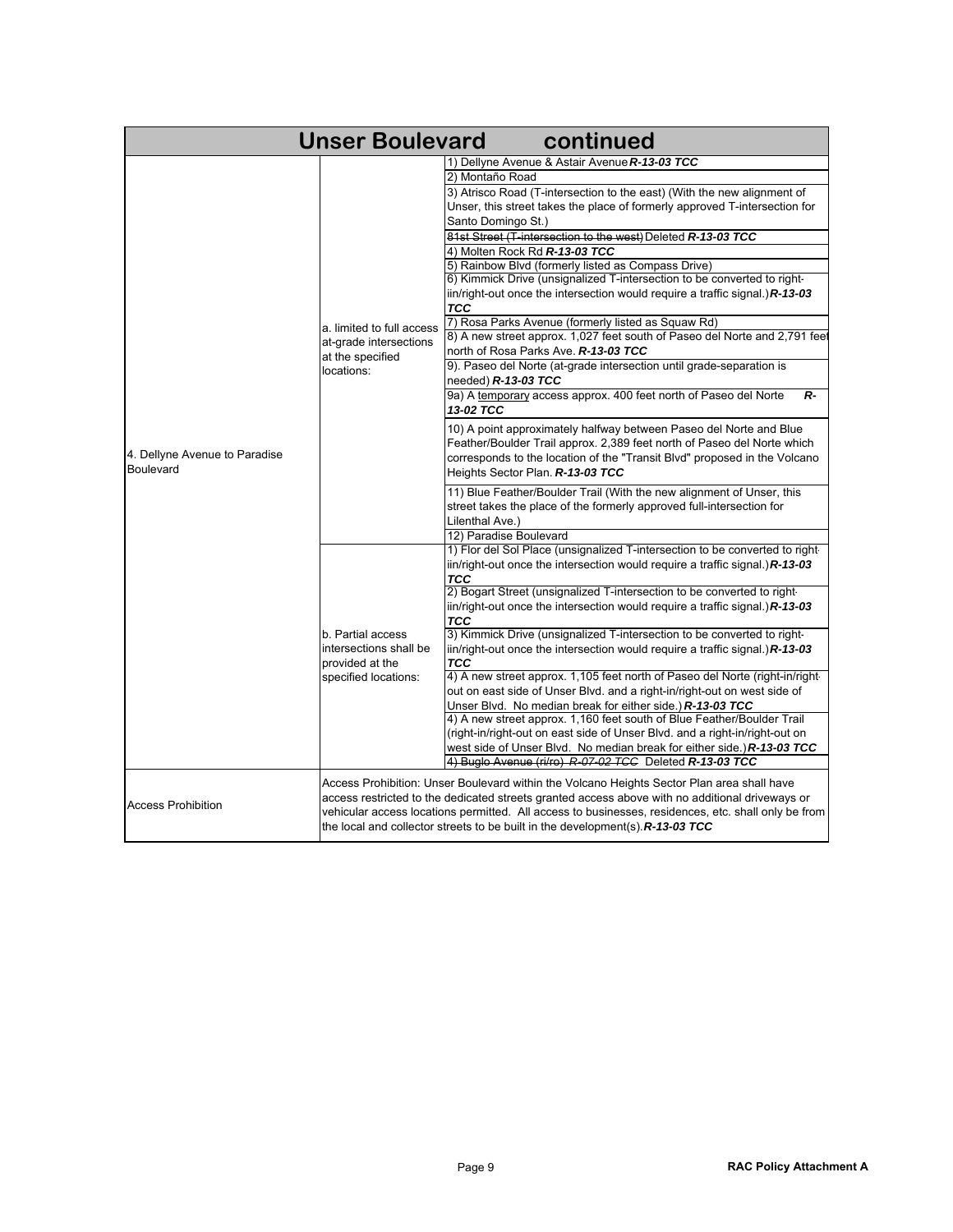| Unser Boulevard continued | | |
|---|---|---|
| 4. Dellyne Avenue to Paradise Boulevard | a. limited to full access at-grade intersections at the specified locations: | 1) Dellyne Avenue & Astair Avenue ***R-13-03 TCC*** |
| | | 2) Montaño Road |
| | | 3) Atrisco Road (T-intersection to the east) (With the new alignment of Unser, this street takes the place of formerly approved T-intersection for Santo Domingo St.) |
| | | ~~81st Street (T-intersection to the west)~~ Deleted ***R-13-03 TCC*** |
| | | 4) Molten Rock Rd ***R-13-03 TCC*** |
| | | 5) Rainbow Blvd (formerly listed as Compass Drive) |
| | | 6) Kimmick Drive (unsignalized T-intersection to be converted to right-iin/right-out once the intersection would require a traffic signal.) ***R-13-03 TCC*** |
| | | 7) Rosa Parks Avenue (formerly listed as Squaw Rd) |
| | | 8) A new street approx. 1,027 feet south of Paseo del Norte and 2,791 feet north of Rosa Parks Ave. ***R-13-03 TCC*** |
| | | 9). Paseo del Norte (at-grade intersection until grade-separation is needed) ***R-13-03 TCC*** |
| | | 9a) A temporary access approx. 400 feet north of Paseo del Norte ***R-13-02 TCC*** |
| | | 10) A point approximately halfway between Paseo del Norte and Blue Feather/Boulder Trail approx. 2,389 feet north of Paseo del Norte which corresponds to the location of the "Transit Blvd" proposed in the Volcano Heights Sector Plan. ***R-13-03 TCC*** |
| | | 11) Blue Feather/Boulder Trail (With the new alignment of Unser, this street takes the place of the formerly approved full-intersection for Lilenthal Ave.) |
| | | 12) Paradise Boulevard |
| | b. Partial access intersections shall be provided at the specified locations: | 1) Flor del Sol Place (unsignalized T-intersection to be converted to right-iin/right-out once the intersection would require a traffic signal.) ***R-13-03 TCC*** |
| | | 2) Bogart Street (unsignalized T-intersection to be converted to right-iin/right-out once the intersection would require a traffic signal.) ***R-13-03 TCC*** |
| | | 3) Kimmick Drive (unsignalized T-intersection to be converted to right-iin/right-out once the intersection would require a traffic signal.) ***R-13-03 TCC*** |
| | | 4) A new street approx. 1,105 feet north of Paseo del Norte (right-in/right-out on east side of Unser Blvd. and a right-in/right-out on west side of Unser Blvd. No median break for either side.) ***R-13-03 TCC*** |
| | | 4) A new street approx. 1,160 feet south of Blue Feather/Boulder Trail (right-in/right-out on east side of Unser Blvd. and a right-in/right-out on west side of Unser Blvd. No median break for either side.) ***R-13-03 TCC*** |
| | | ~~4) Buglo Avenue (ri/ro) *R-07-02 TCC*~~ Deleted ***R-13-03 TCC*** |
| Access Prohibition | Access Prohibition: Unser Boulevard within the Volcano Heights Sector Plan area shall have access restricted to the dedicated streets granted access above with no additional driveways or vehicular access locations permitted. All access to businesses, residences, etc. shall only be from the local and collector streets to be built in the development(s). ***R-13-03 TCC*** | |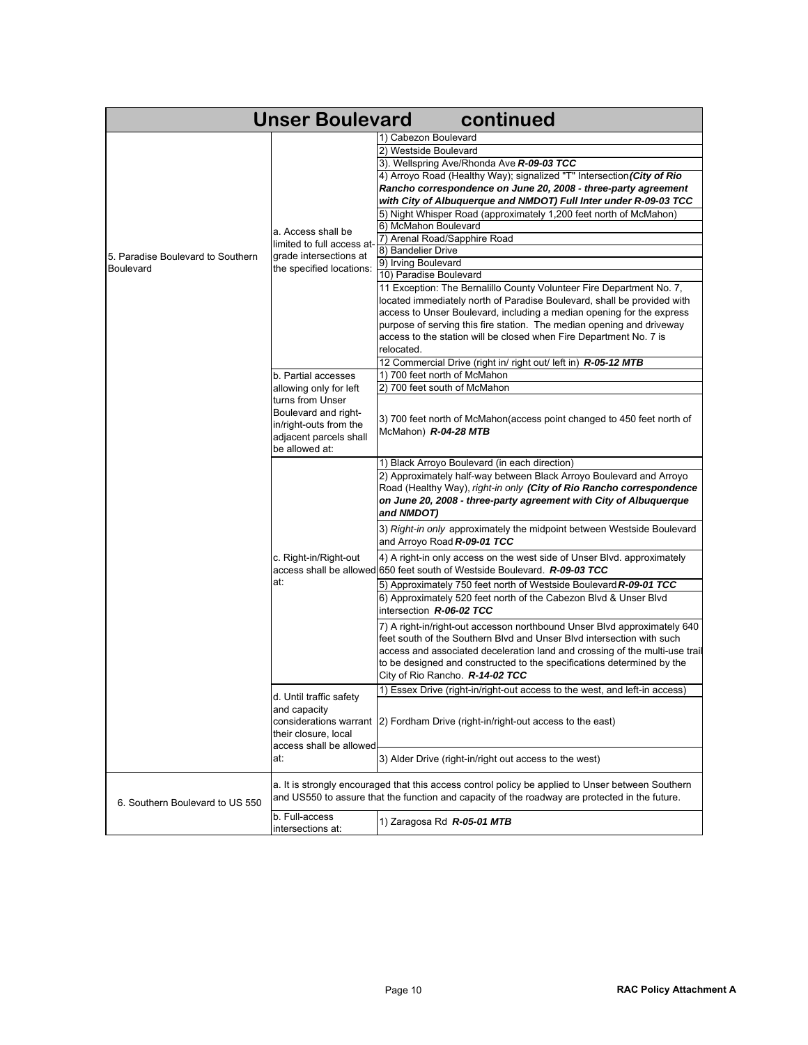## Unser Boulevard continued

| Segment | Access Type | Locations |
|---|---|---|
| 5. Paradise Boulevard to Southern Boulevard | a. Access shall be limited to full access at-grade intersections at the specified locations: | 1) Cabezon Boulevard |
| | | 2) Westside Boulevard |
| | | 3). Wellspring Ave/Rhonda Ave ***R-09-03 TCC*** |
| | | 4) Arroyo Road (Healthy Way); signalized "T" Intersection ***(City of Rio Rancho correspondence on June 20, 2008 - three-party agreement with City of Albuquerque and NMDOT) Full Inter under R-09-03 TCC*** |
| | | 5) Night Whisper Road (approximately 1,200 feet north of McMahon) |
| | | 6) McMahon Boulevard |
| | | 7) Arenal Road/Sapphire Road |
| | | 8) Bandelier Drive |
| | | 9) Irving Boulevard |
| | | 10) Paradise Boulevard |
| | | 11 Exception: The Bernalillo County Volunteer Fire Department No. 7, located immediately north of Paradise Boulevard, shall be provided with access to Unser Boulevard, including a median opening for the express purpose of serving this fire station. The median opening and driveway access to the station will be closed when Fire Department No. 7 is relocated. |
| | | 12 Commercial Drive (right in/ right out/ left in) ***R-05-12 MTB*** |
| | b. Partial accesses allowing only for left turns from Unser Boulevard and right-in/right-outs from the adjacent parcels shall be allowed at: | 1) 700 feet north of McMahon |
| | | 2) 700 feet south of McMahon |
| | | 3) 700 feet north of McMahon(access point changed to 450 feet north of McMahon) ***R-04-28 MTB*** |
| | c. Right-in/Right-out access shall be allowed at: | 1) Black Arroyo Boulevard (in each direction) |
| | | 2) Approximately half-way between Black Arroyo Boulevard and Arroyo Road (Healthy Way), *right-in only* ***(City of Rio Rancho correspondence on June 20, 2008 - three-party agreement with City of Albuquerque and NMDOT)*** |
| | | 3) *Right-in only* approximately the midpoint between Westside Boulevard and Arroyo Road ***R-09-01 TCC*** |
| | | 4) A right-in only access on the west side of Unser Blvd. approximately 650 feet south of Westside Boulevard. ***R-09-03 TCC*** |
| | | 5) Approximately 750 feet north of Westside Boulevard ***R-09-01 TCC*** |
| | | 6) Approximately 520 feet north of the Cabezon Blvd & Unser Blvd intersection ***R-06-02 TCC*** |
| | | 7) A right-in/right-out accesson northbound Unser Blvd approximately 640 feet south of the Southern Blvd and Unser Blvd intersection with such access and associated deceleration land and crossing of the multi-use trail to be designed and constructed to the specifications determined by the City of Rio Rancho. ***R-14-02 TCC*** |
| | d. Until traffic safety and capacity considerations warrant their closure, local access shall be allowed at: | 1) Essex Drive (right-in/right-out access to the west, and left-in access) |
| | | 2) Fordham Drive (right-in/right-out access to the east) |
| | | 3) Alder Drive (right-in/right out access to the west) |
| 6. Southern Boulevard to US 550 | a. It is strongly encouraged that this access control policy be applied to Unser between Southern and US550 to assure that the function and capacity of the roadway are protected in the future. | |
| | b. Full-access intersections at: | 1) Zaragosa Rd ***R-05-01 MTB*** |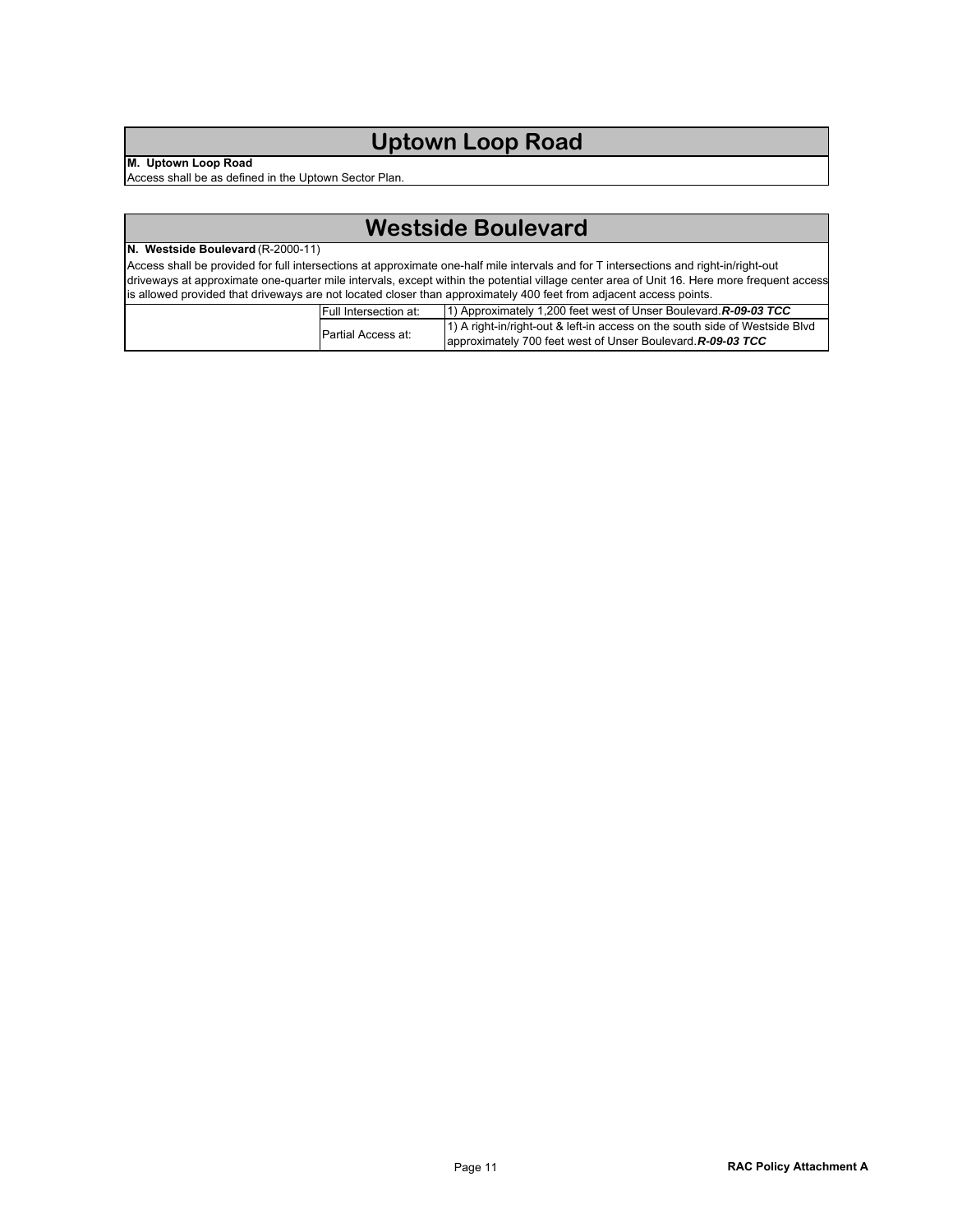## Uptown Loop Road

**M. Uptown Loop Road**

Access shall be as defined in the Uptown Sector Plan.

## Westside Boulevard

**N. Westside Boulevard** (R-2000-11)

Access shall be provided for full intersections at approximate one-half mile intervals and for T intersections and right-in/right-out driveways at approximate one-quarter mile intervals, except within the potential village center area of Unit 16. Here more frequent access is allowed provided that driveways are not located closer than approximately 400 feet from adjacent access points.

| | | |
|---|---|---|
| | Full Intersection at: | 1) Approximately 1,200 feet west of Unser Boulevard. ***R-09-03 TCC*** |
| | Partial Access at: | 1) A right-in/right-out & left-in access on the south side of Westside Blvd approximately 700 feet west of Unser Boulevard. ***R-09-03 TCC*** |